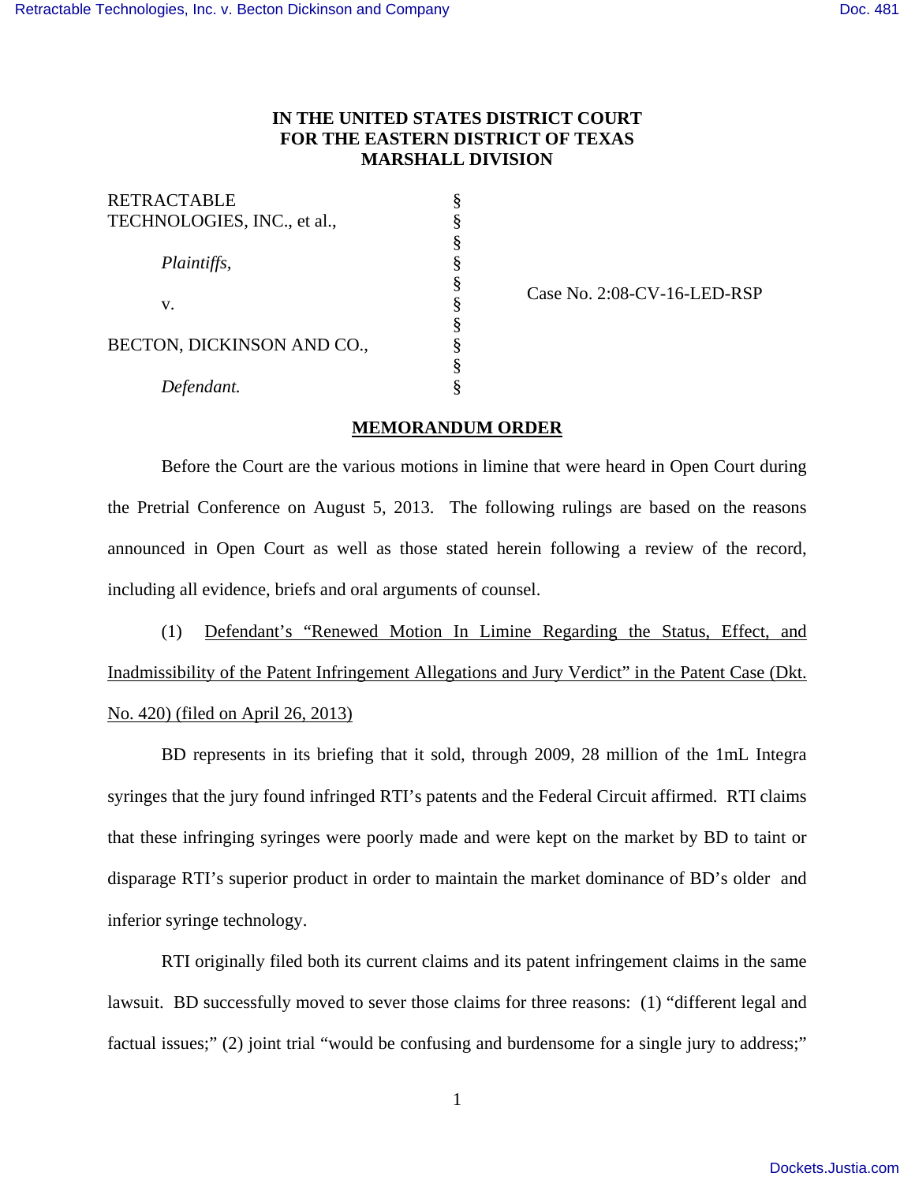**IN THE UNITED STATES DISTRICT COURT**
**FOR THE EASTERN DISTRICT OF TEXAS**
**MARSHALL DIVISION**

| | | |
|---|---|---|
| RETRACTABLE TECHNOLOGIES, INC., et al., | § | |
| | § | |
| *Plaintiffs,* | § | |
| | § | Case No. 2:08-CV-16-LED-RSP |
| v. | § | |
| | § | |
| BECTON, DICKINSON AND CO., | § | |
| | § | |
| *Defendant.* | § | |

**MEMORANDUM ORDER**

Before the Court are the various motions in limine that were heard in Open Court during the Pretrial Conference on August 5, 2013. The following rulings are based on the reasons announced in Open Court as well as those stated herein following a review of the record, including all evidence, briefs and oral arguments of counsel.

(1) Defendant's "Renewed Motion In Limine Regarding the Status, Effect, and Inadmissibility of the Patent Infringement Allegations and Jury Verdict" in the Patent Case (Dkt. No. 420) (filed on April 26, 2013)

BD represents in its briefing that it sold, through 2009, 28 million of the 1mL Integra syringes that the jury found infringed RTI's patents and the Federal Circuit affirmed. RTI claims that these infringing syringes were poorly made and were kept on the market by BD to taint or disparage RTI's superior product in order to maintain the market dominance of BD's older and inferior syringe technology.

RTI originally filed both its current claims and its patent infringement claims in the same lawsuit. BD successfully moved to sever those claims for three reasons: (1) "different legal and factual issues;" (2) joint trial "would be confusing and burdensome for a single jury to address;"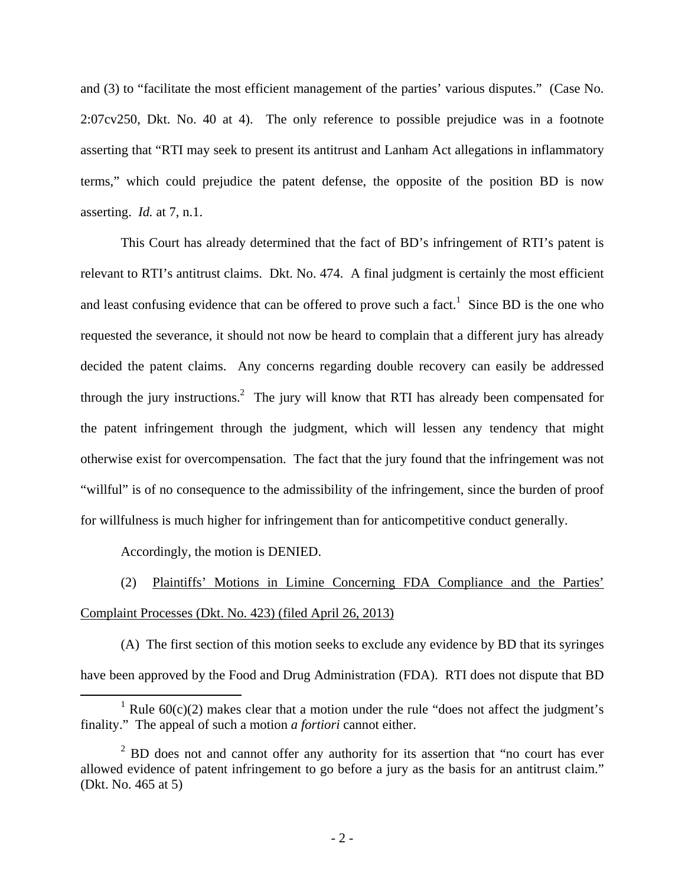and (3) to "facilitate the most efficient management of the parties' various disputes." (Case No. 2:07cv250, Dkt. No. 40 at 4). The only reference to possible prejudice was in a footnote asserting that "RTI may seek to present its antitrust and Lanham Act allegations in inflammatory terms," which could prejudice the patent defense, the opposite of the position BD is now asserting. *Id.* at 7, n.1.

This Court has already determined that the fact of BD's infringement of RTI's patent is relevant to RTI's antitrust claims. Dkt. No. 474. A final judgment is certainly the most efficient and least confusing evidence that can be offered to prove such a fact.[1] Since BD is the one who requested the severance, it should not now be heard to complain that a different jury has already decided the patent claims. Any concerns regarding double recovery can easily be addressed through the jury instructions.[2] The jury will know that RTI has already been compensated for the patent infringement through the judgment, which will lessen any tendency that might otherwise exist for overcompensation. The fact that the jury found that the infringement was not "willful" is of no consequence to the admissibility of the infringement, since the burden of proof for willfulness is much higher for infringement than for anticompetitive conduct generally.

Accordingly, the motion is DENIED.

(2) Plaintiffs' Motions in Limine Concerning FDA Compliance and the Parties' Complaint Processes (Dkt. No. 423) (filed April 26, 2013)

(A) The first section of this motion seeks to exclude any evidence by BD that its syringes have been approved by the Food and Drug Administration (FDA). RTI does not dispute that BD

[1] Rule 60(c)(2) makes clear that a motion under the rule "does not affect the judgment's finality." The appeal of such a motion *a fortiori* cannot either.

[2] BD does not and cannot offer any authority for its assertion that "no court has ever allowed evidence of patent infringement to go before a jury as the basis for an antitrust claim." (Dkt. No. 465 at 5)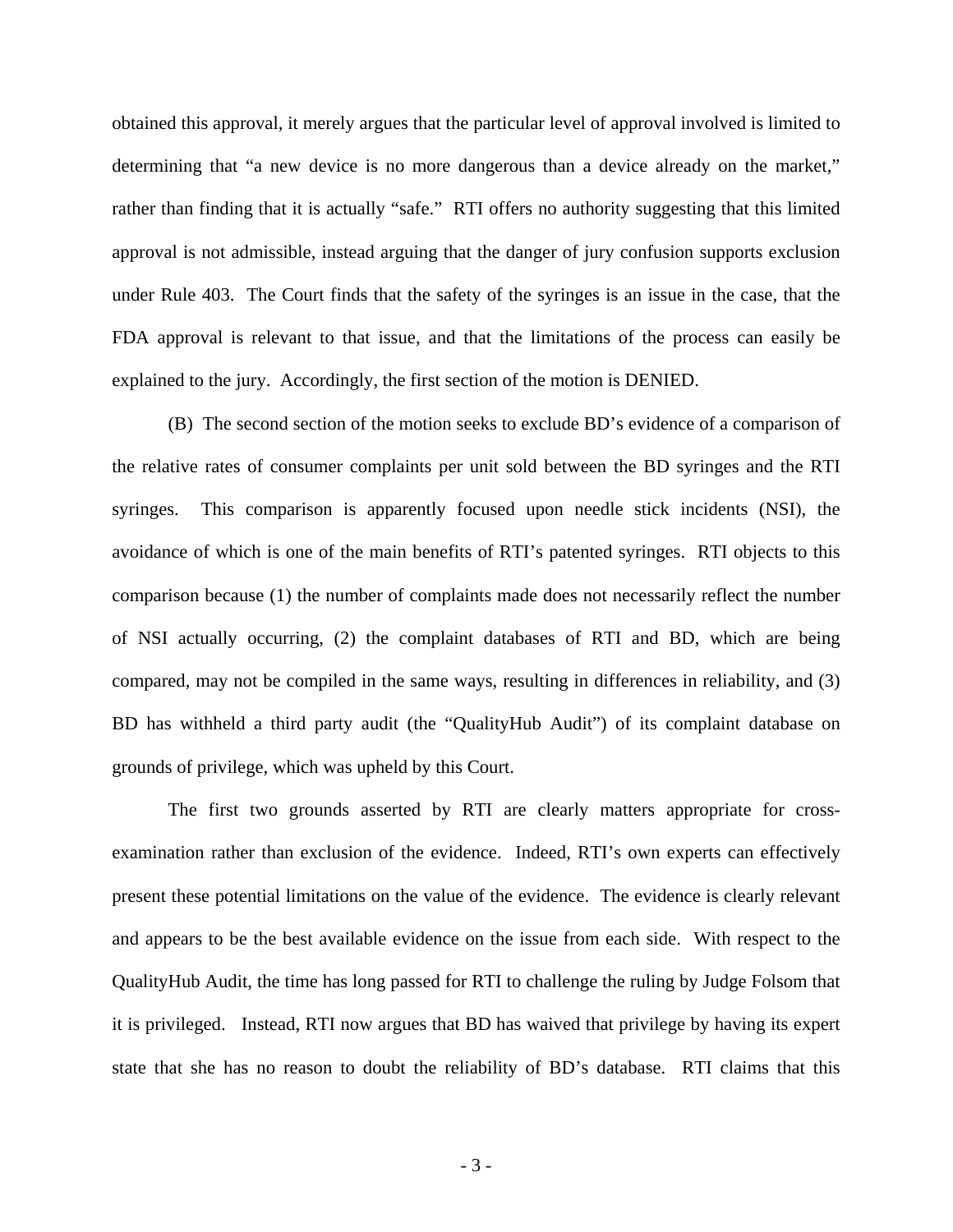obtained this approval, it merely argues that the particular level of approval involved is limited to determining that "a new device is no more dangerous than a device already on the market," rather than finding that it is actually "safe." RTI offers no authority suggesting that this limited approval is not admissible, instead arguing that the danger of jury confusion supports exclusion under Rule 403. The Court finds that the safety of the syringes is an issue in the case, that the FDA approval is relevant to that issue, and that the limitations of the process can easily be explained to the jury. Accordingly, the first section of the motion is DENIED.

(B) The second section of the motion seeks to exclude BD's evidence of a comparison of the relative rates of consumer complaints per unit sold between the BD syringes and the RTI syringes. This comparison is apparently focused upon needle stick incidents (NSI), the avoidance of which is one of the main benefits of RTI's patented syringes. RTI objects to this comparison because (1) the number of complaints made does not necessarily reflect the number of NSI actually occurring, (2) the complaint databases of RTI and BD, which are being compared, may not be compiled in the same ways, resulting in differences in reliability, and (3) BD has withheld a third party audit (the "QualityHub Audit") of its complaint database on grounds of privilege, which was upheld by this Court.

The first two grounds asserted by RTI are clearly matters appropriate for cross-examination rather than exclusion of the evidence. Indeed, RTI's own experts can effectively present these potential limitations on the value of the evidence. The evidence is clearly relevant and appears to be the best available evidence on the issue from each side. With respect to the QualityHub Audit, the time has long passed for RTI to challenge the ruling by Judge Folsom that it is privileged. Instead, RTI now argues that BD has waived that privilege by having its expert state that she has no reason to doubt the reliability of BD's database. RTI claims that this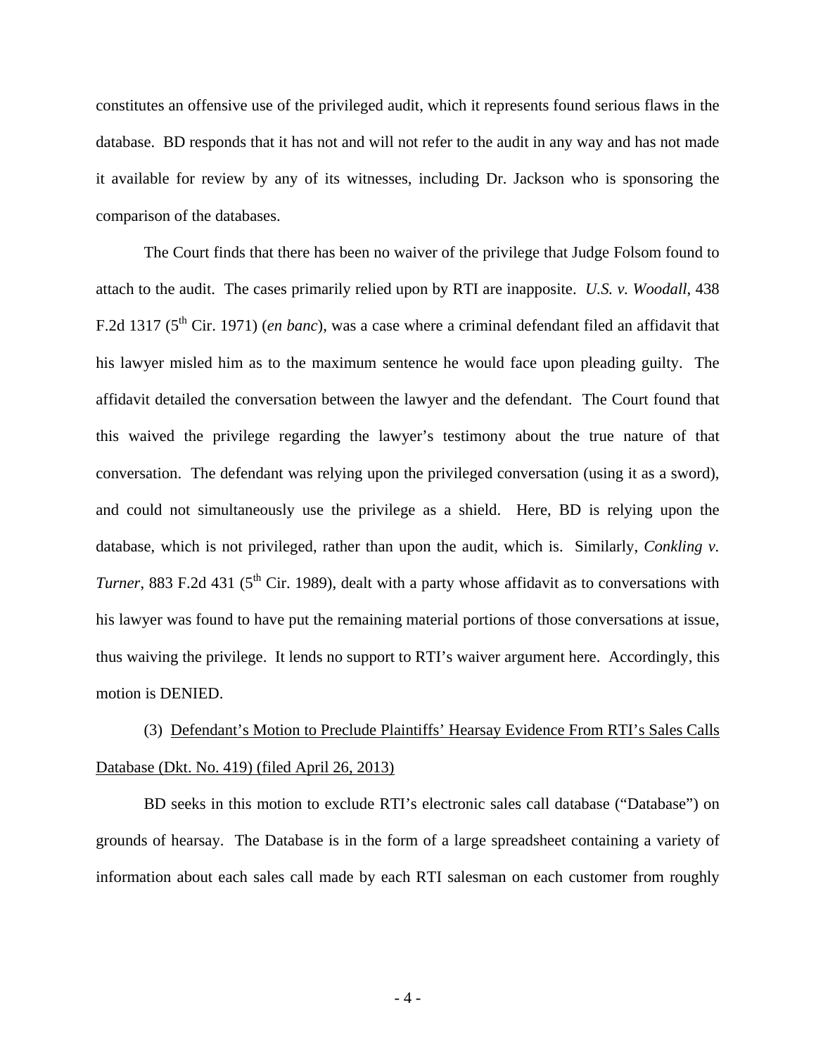constitutes an offensive use of the privileged audit, which it represents found serious flaws in the database. BD responds that it has not and will not refer to the audit in any way and has not made it available for review by any of its witnesses, including Dr. Jackson who is sponsoring the comparison of the databases.

The Court finds that there has been no waiver of the privilege that Judge Folsom found to attach to the audit. The cases primarily relied upon by RTI are inapposite. *U.S. v. Woodall*, 438 F.2d 1317 (5th Cir. 1971) (*en banc*), was a case where a criminal defendant filed an affidavit that his lawyer misled him as to the maximum sentence he would face upon pleading guilty. The affidavit detailed the conversation between the lawyer and the defendant. The Court found that this waived the privilege regarding the lawyer's testimony about the true nature of that conversation. The defendant was relying upon the privileged conversation (using it as a sword), and could not simultaneously use the privilege as a shield. Here, BD is relying upon the database, which is not privileged, rather than upon the audit, which is. Similarly, *Conkling v. Turner*, 883 F.2d 431 (5th Cir. 1989), dealt with a party whose affidavit as to conversations with his lawyer was found to have put the remaining material portions of those conversations at issue, thus waiving the privilege. It lends no support to RTI's waiver argument here. Accordingly, this motion is DENIED.

(3) Defendant's Motion to Preclude Plaintiffs' Hearsay Evidence From RTI's Sales Calls Database (Dkt. No. 419) (filed April 26, 2013)

BD seeks in this motion to exclude RTI's electronic sales call database ("Database") on grounds of hearsay. The Database is in the form of a large spreadsheet containing a variety of information about each sales call made by each RTI salesman on each customer from roughly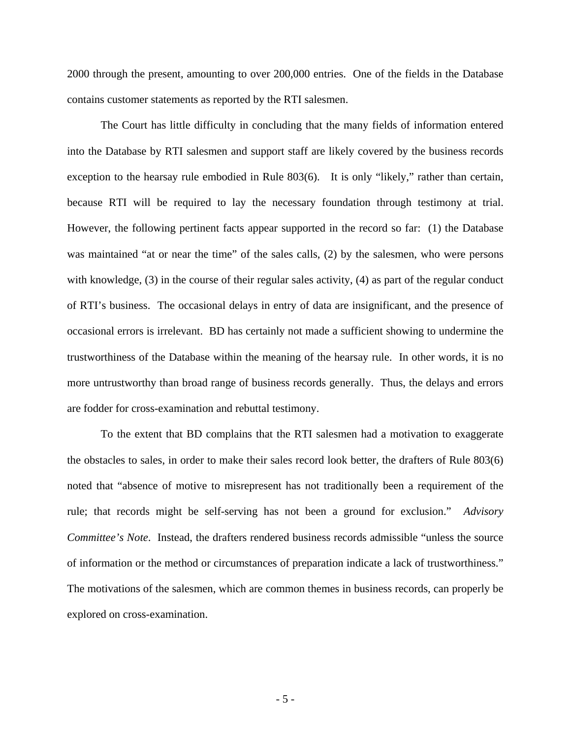2000 through the present, amounting to over 200,000 entries. One of the fields in the Database contains customer statements as reported by the RTI salesmen.

The Court has little difficulty in concluding that the many fields of information entered into the Database by RTI salesmen and support staff are likely covered by the business records exception to the hearsay rule embodied in Rule 803(6). It is only "likely," rather than certain, because RTI will be required to lay the necessary foundation through testimony at trial. However, the following pertinent facts appear supported in the record so far: (1) the Database was maintained "at or near the time" of the sales calls, (2) by the salesmen, who were persons with knowledge, (3) in the course of their regular sales activity, (4) as part of the regular conduct of RTI's business. The occasional delays in entry of data are insignificant, and the presence of occasional errors is irrelevant. BD has certainly not made a sufficient showing to undermine the trustworthiness of the Database within the meaning of the hearsay rule. In other words, it is no more untrustworthy than broad range of business records generally. Thus, the delays and errors are fodder for cross-examination and rebuttal testimony.

To the extent that BD complains that the RTI salesmen had a motivation to exaggerate the obstacles to sales, in order to make their sales record look better, the drafters of Rule 803(6) noted that "absence of motive to misrepresent has not traditionally been a requirement of the rule; that records might be self-serving has not been a ground for exclusion." *Advisory Committee's Note*. Instead, the drafters rendered business records admissible "unless the source of information or the method or circumstances of preparation indicate a lack of trustworthiness." The motivations of the salesmen, which are common themes in business records, can properly be explored on cross-examination.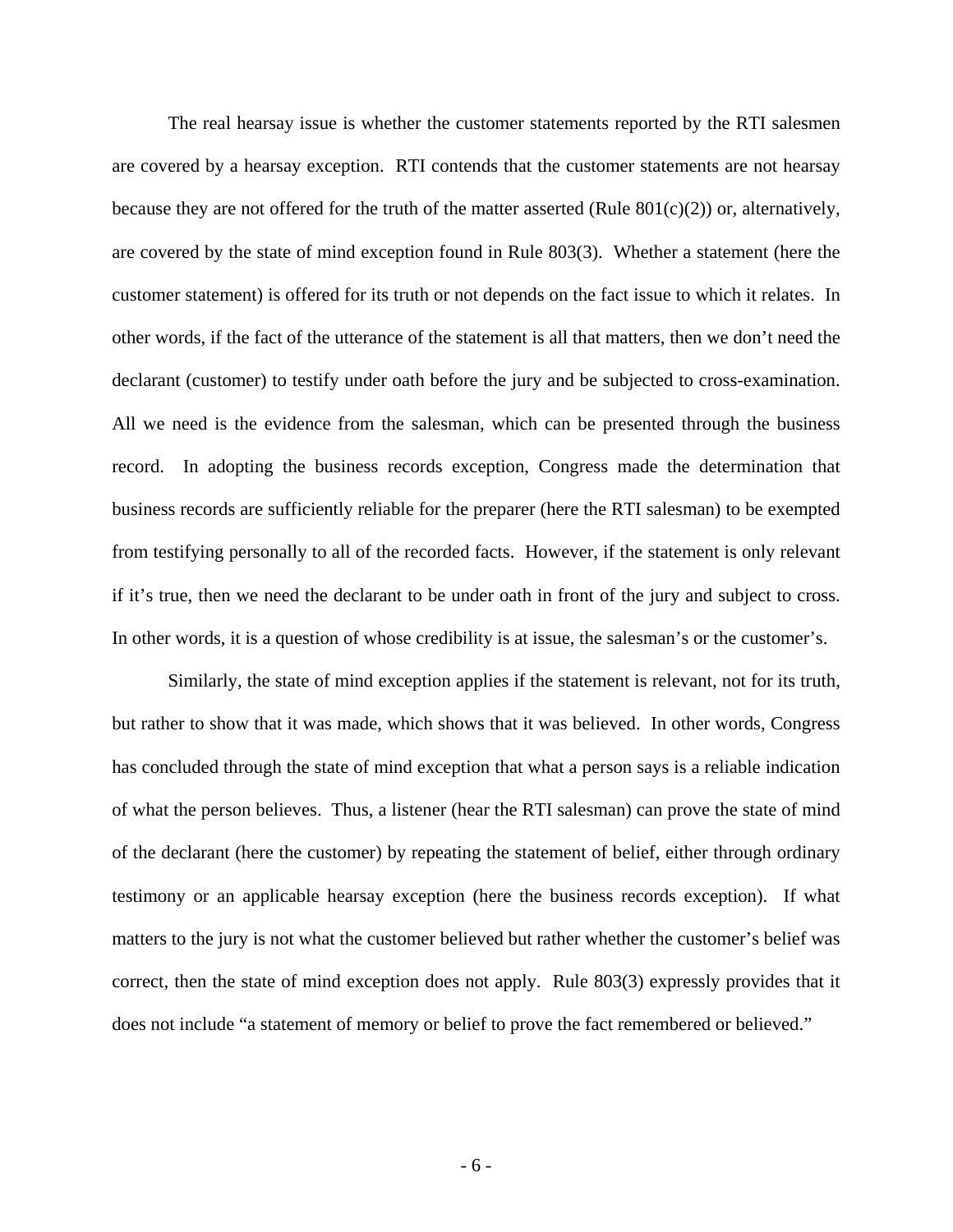The real hearsay issue is whether the customer statements reported by the RTI salesmen are covered by a hearsay exception. RTI contends that the customer statements are not hearsay because they are not offered for the truth of the matter asserted (Rule 801(c)(2)) or, alternatively, are covered by the state of mind exception found in Rule 803(3). Whether a statement (here the customer statement) is offered for its truth or not depends on the fact issue to which it relates. In other words, if the fact of the utterance of the statement is all that matters, then we don't need the declarant (customer) to testify under oath before the jury and be subjected to cross-examination. All we need is the evidence from the salesman, which can be presented through the business record. In adopting the business records exception, Congress made the determination that business records are sufficiently reliable for the preparer (here the RTI salesman) to be exempted from testifying personally to all of the recorded facts. However, if the statement is only relevant if it's true, then we need the declarant to be under oath in front of the jury and subject to cross. In other words, it is a question of whose credibility is at issue, the salesman's or the customer's.

Similarly, the state of mind exception applies if the statement is relevant, not for its truth, but rather to show that it was made, which shows that it was believed. In other words, Congress has concluded through the state of mind exception that what a person says is a reliable indication of what the person believes. Thus, a listener (hear the RTI salesman) can prove the state of mind of the declarant (here the customer) by repeating the statement of belief, either through ordinary testimony or an applicable hearsay exception (here the business records exception). If what matters to the jury is not what the customer believed but rather whether the customer's belief was correct, then the state of mind exception does not apply. Rule 803(3) expressly provides that it does not include "a statement of memory or belief to prove the fact remembered or believed."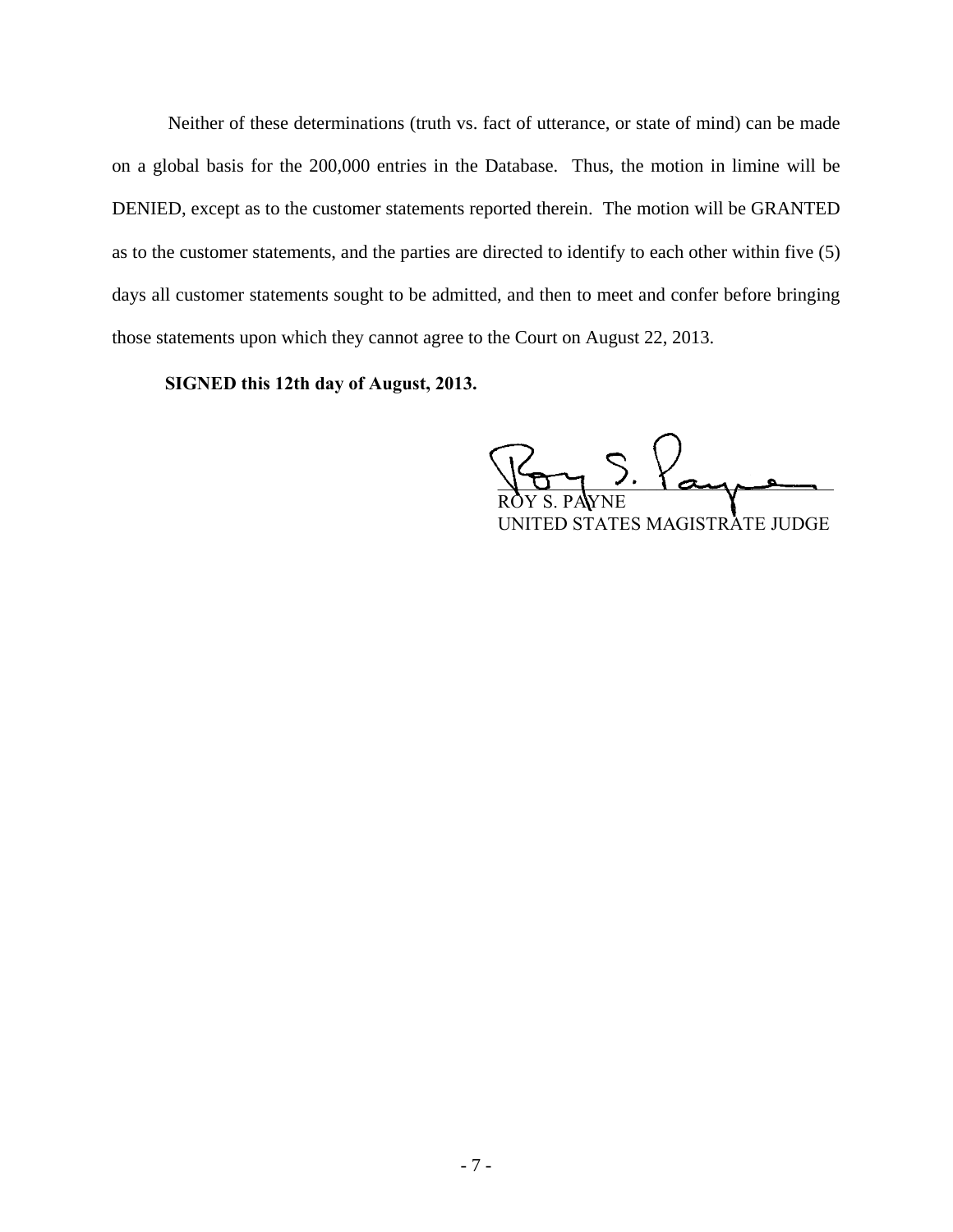Neither of these determinations (truth vs. fact of utterance, or state of mind) can be made on a global basis for the 200,000 entries in the Database. Thus, the motion in limine will be DENIED, except as to the customer statements reported therein. The motion will be GRANTED as to the customer statements, and the parties are directed to identify to each other within five (5) days all customer statements sought to be admitted, and then to meet and confer before bringing those statements upon which they cannot agree to the Court on August 22, 2013.

**SIGNED this 12th day of August, 2013.**

ROY S. PAYNE
UNITED STATES MAGISTRATE JUDGE